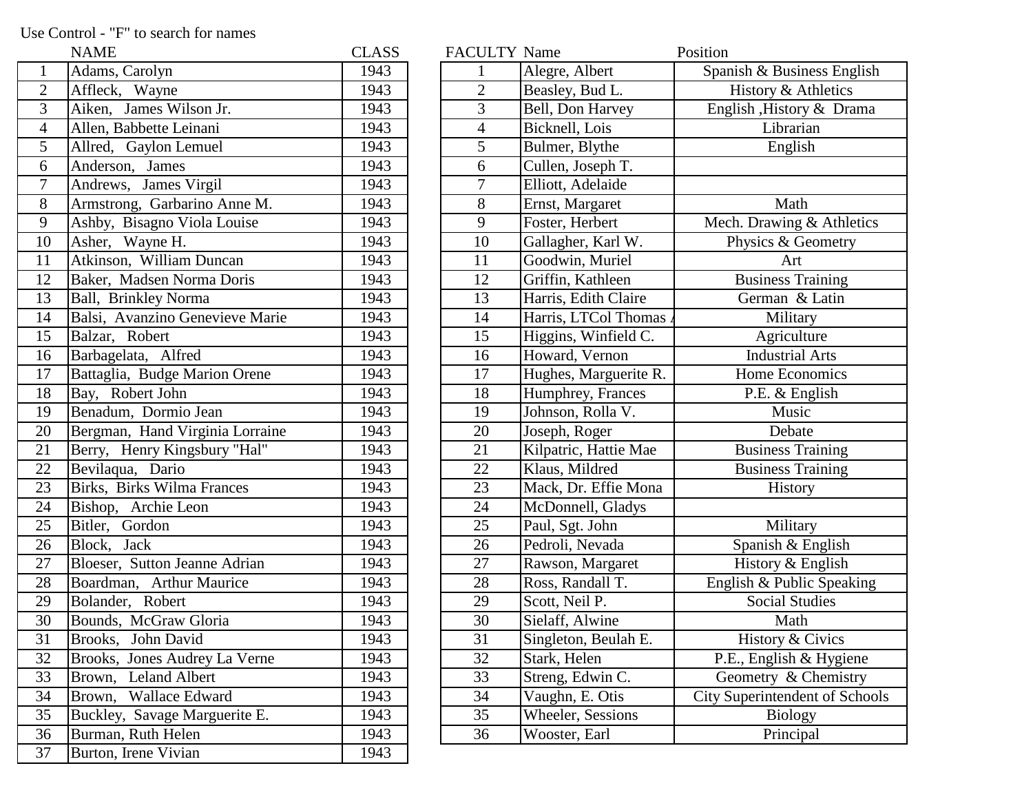Use Control - "F" to search for names

| | NAME | CLASS |
|---|---|---|
| 1 | Adams, Carolyn | 1943 |
| 2 | Affleck, Wayne | 1943 |
| 3 | Aiken, James Wilson Jr. | 1943 |
| 4 | Allen, Babbette Leinani | 1943 |
| 5 | Allred, Gaylon Lemuel | 1943 |
| 6 | Anderson, James | 1943 |
| 7 | Andrews, James Virgil | 1943 |
| 8 | Armstrong, Garbarino Anne M. | 1943 |
| 9 | Ashby, Bisagno Viola Louise | 1943 |
| 10 | Asher, Wayne H. | 1943 |
| 11 | Atkinson, William Duncan | 1943 |
| 12 | Baker, Madsen Norma Doris | 1943 |
| 13 | Ball, Brinkley Norma | 1943 |
| 14 | Balsi, Avanzino Genevieve Marie | 1943 |
| 15 | Balzar, Robert | 1943 |
| 16 | Barbagelata, Alfred | 1943 |
| 17 | Battaglia, Budge Marion Orene | 1943 |
| 18 | Bay, Robert John | 1943 |
| 19 | Benadum, Dormio Jean | 1943 |
| 20 | Bergman, Hand Virginia Lorraine | 1943 |
| 21 | Berry, Henry Kingsbury "Hal" | 1943 |
| 22 | Bevilaqua, Dario | 1943 |
| 23 | Birks, Birks Wilma Frances | 1943 |
| 24 | Bishop, Archie Leon | 1943 |
| 25 | Bitler, Gordon | 1943 |
| 26 | Block, Jack | 1943 |
| 27 | Bloeser, Sutton Jeanne Adrian | 1943 |
| 28 | Boardman, Arthur Maurice | 1943 |
| 29 | Bolander, Robert | 1943 |
| 30 | Bounds, McGraw Gloria | 1943 |
| 31 | Brooks, John David | 1943 |
| 32 | Brooks, Jones Audrey La Verne | 1943 |
| 33 | Brown, Leland Albert | 1943 |
| 34 | Brown, Wallace Edward | 1943 |
| 35 | Buckley, Savage Marguerite E. | 1943 |
| 36 | Burman, Ruth Helen | 1943 |
| 37 | Burton, Irene Vivian | 1943 |

| FACULTY | Name | Position |
|---|---|---|
| 1 | Alegre, Albert | Spanish & Business English |
| 2 | Beasley, Bud L. | History & Athletics |
| 3 | Bell, Don Harvey | English ,History & Drama |
| 4 | Bicknell, Lois | Librarian |
| 5 | Bulmer, Blythe | English |
| 6 | Cullen, Joseph T. | |
| 7 | Elliott, Adelaide | |
| 8 | Ernst, Margaret | Math |
| 9 | Foster, Herbert | Mech. Drawing & Athletics |
| 10 | Gallagher, Karl W. | Physics & Geometry |
| 11 | Goodwin, Muriel | Art |
| 12 | Griffin, Kathleen | Business Training |
| 13 | Harris, Edith Claire | German & Latin |
| 14 | Harris, LTCol Thomas A | Military |
| 15 | Higgins, Winfield C. | Agriculture |
| 16 | Howard, Vernon | Industrial Arts |
| 17 | Hughes, Marguerite R. | Home Economics |
| 18 | Humphrey, Frances | P.E. & English |
| 19 | Johnson, Rolla V. | Music |
| 20 | Joseph, Roger | Debate |
| 21 | Kilpatric, Hattie Mae | Business Training |
| 22 | Klaus, Mildred | Business Training |
| 23 | Mack, Dr. Effie Mona | History |
| 24 | McDonnell, Gladys | |
| 25 | Paul, Sgt. John | Military |
| 26 | Pedroli, Nevada | Spanish & English |
| 27 | Rawson, Margaret | History & English |
| 28 | Ross, Randall T. | English & Public Speaking |
| 29 | Scott, Neil P. | Social Studies |
| 30 | Sielaff, Alwine | Math |
| 31 | Singleton, Beulah E. | History & Civics |
| 32 | Stark, Helen | P.E., English & Hygiene |
| 33 | Streng, Edwin C. | Geometry & Chemistry |
| 34 | Vaughn, E. Otis | City Superintendent of Schools |
| 35 | Wheeler, Sessions | Biology |
| 36 | Wooster, Earl | Principal |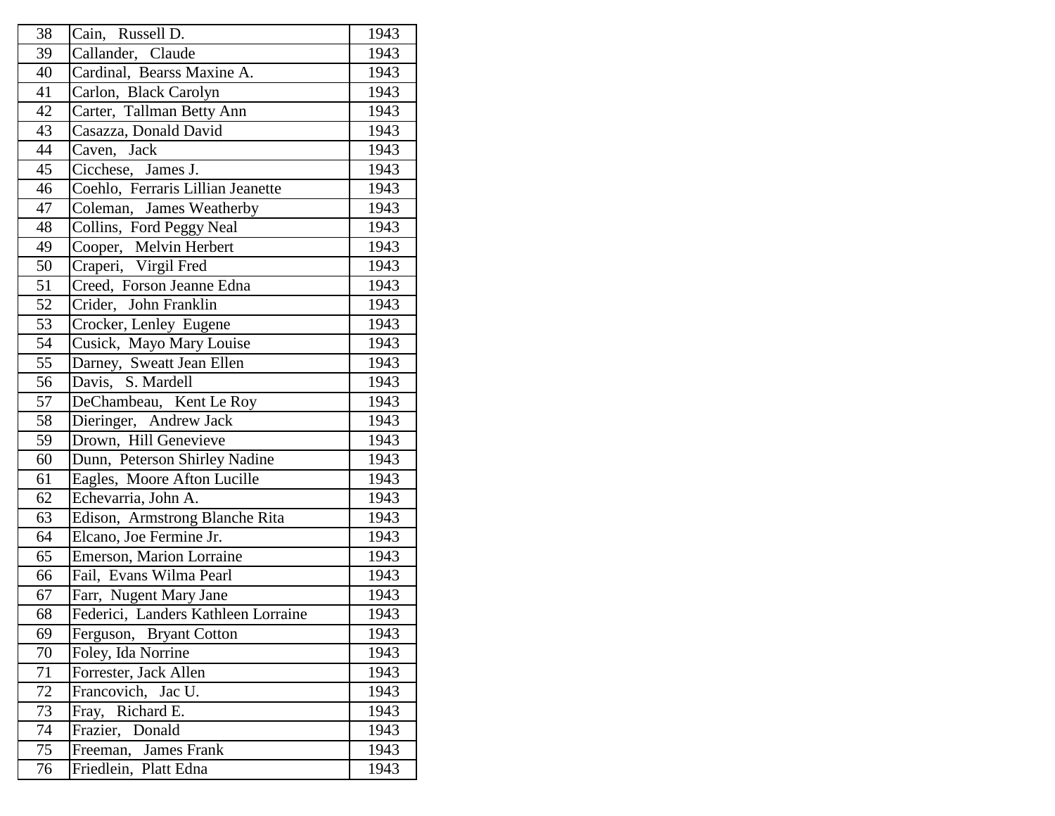| 38 | Cain, Russell D. | 1943 |
|---|---|---|
| 39 | Callander, Claude | 1943 |
| 40 | Cardinal, Bearss Maxine A. | 1943 |
| 41 | Carlon, Black Carolyn | 1943 |
| 42 | Carter, Tallman Betty Ann | 1943 |
| 43 | Casazza, Donald David | 1943 |
| 44 | Caven, Jack | 1943 |
| 45 | Cicchese, James J. | 1943 |
| 46 | Coehlo, Ferraris Lillian Jeanette | 1943 |
| 47 | Coleman, James Weatherby | 1943 |
| 48 | Collins, Ford Peggy Neal | 1943 |
| 49 | Cooper, Melvin Herbert | 1943 |
| 50 | Craperi, Virgil Fred | 1943 |
| 51 | Creed, Forson Jeanne Edna | 1943 |
| 52 | Crider, John Franklin | 1943 |
| 53 | Crocker, Lenley Eugene | 1943 |
| 54 | Cusick, Mayo Mary Louise | 1943 |
| 55 | Darney, Sweatt Jean Ellen | 1943 |
| 56 | Davis, S. Mardell | 1943 |
| 57 | DeChambeau, Kent Le Roy | 1943 |
| 58 | Dieringer, Andrew Jack | 1943 |
| 59 | Drown, Hill Genevieve | 1943 |
| 60 | Dunn, Peterson Shirley Nadine | 1943 |
| 61 | Eagles, Moore Afton Lucille | 1943 |
| 62 | Echevarria, John A. | 1943 |
| 63 | Edison, Armstrong Blanche Rita | 1943 |
| 64 | Elcano, Joe Fermine Jr. | 1943 |
| 65 | Emerson, Marion Lorraine | 1943 |
| 66 | Fail, Evans Wilma Pearl | 1943 |
| 67 | Farr, Nugent Mary Jane | 1943 |
| 68 | Federici, Landers Kathleen Lorraine | 1943 |
| 69 | Ferguson, Bryant Cotton | 1943 |
| 70 | Foley, Ida Norrine | 1943 |
| 71 | Forrester, Jack Allen | 1943 |
| 72 | Francovich, Jac U. | 1943 |
| 73 | Fray, Richard E. | 1943 |
| 74 | Frazier, Donald | 1943 |
| 75 | Freeman, James Frank | 1943 |
| 76 | Friedlein, Platt Edna | 1943 |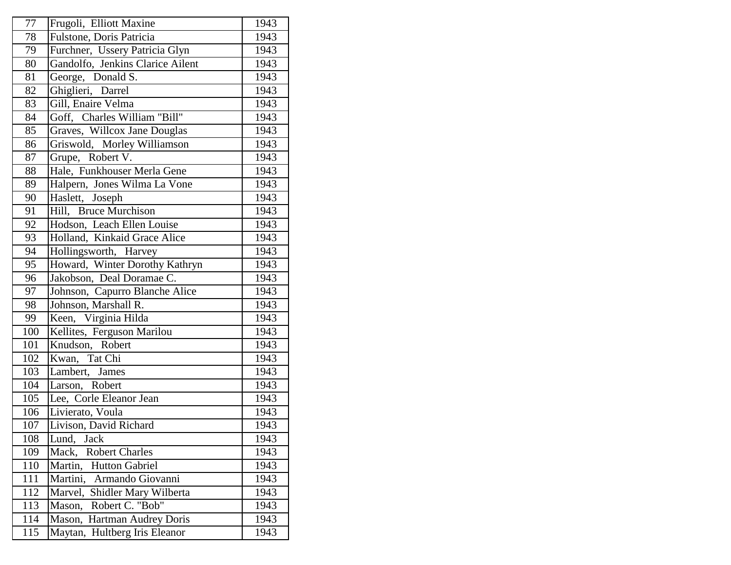| | | |
|---|---|---|
| 77 | Frugoli, Elliott Maxine | 1943 |
| 78 | Fulstone, Doris Patricia | 1943 |
| 79 | Furchner, Ussery Patricia Glyn | 1943 |
| 80 | Gandolfo, Jenkins Clarice Ailent | 1943 |
| 81 | George, Donald S. | 1943 |
| 82 | Ghiglieri, Darrel | 1943 |
| 83 | Gill, Enaire Velma | 1943 |
| 84 | Goff, Charles William "Bill" | 1943 |
| 85 | Graves, Willcox Jane Douglas | 1943 |
| 86 | Griswold, Morley Williamson | 1943 |
| 87 | Grupe, Robert V. | 1943 |
| 88 | Hale, Funkhouser Merla Gene | 1943 |
| 89 | Halpern, Jones Wilma La Vone | 1943 |
| 90 | Haslett, Joseph | 1943 |
| 91 | Hill, Bruce Murchison | 1943 |
| 92 | Hodson, Leach Ellen Louise | 1943 |
| 93 | Holland, Kinkaid Grace Alice | 1943 |
| 94 | Hollingsworth, Harvey | 1943 |
| 95 | Howard, Winter Dorothy Kathryn | 1943 |
| 96 | Jakobson, Deal Doramae C. | 1943 |
| 97 | Johnson, Capurro Blanche Alice | 1943 |
| 98 | Johnson, Marshall R. | 1943 |
| 99 | Keen, Virginia Hilda | 1943 |
| 100 | Kellites, Ferguson Marilou | 1943 |
| 101 | Knudson, Robert | 1943 |
| 102 | Kwan, Tat Chi | 1943 |
| 103 | Lambert, James | 1943 |
| 104 | Larson, Robert | 1943 |
| 105 | Lee, Corle Eleanor Jean | 1943 |
| 106 | Livierato, Voula | 1943 |
| 107 | Livison, David Richard | 1943 |
| 108 | Lund, Jack | 1943 |
| 109 | Mack, Robert Charles | 1943 |
| 110 | Martin, Hutton Gabriel | 1943 |
| 111 | Martini, Armando Giovanni | 1943 |
| 112 | Marvel, Shidler Mary Wilberta | 1943 |
| 113 | Mason, Robert C. "Bob" | 1943 |
| 114 | Mason, Hartman Audrey Doris | 1943 |
| 115 | Maytan, Hultberg Iris Eleanor | 1943 |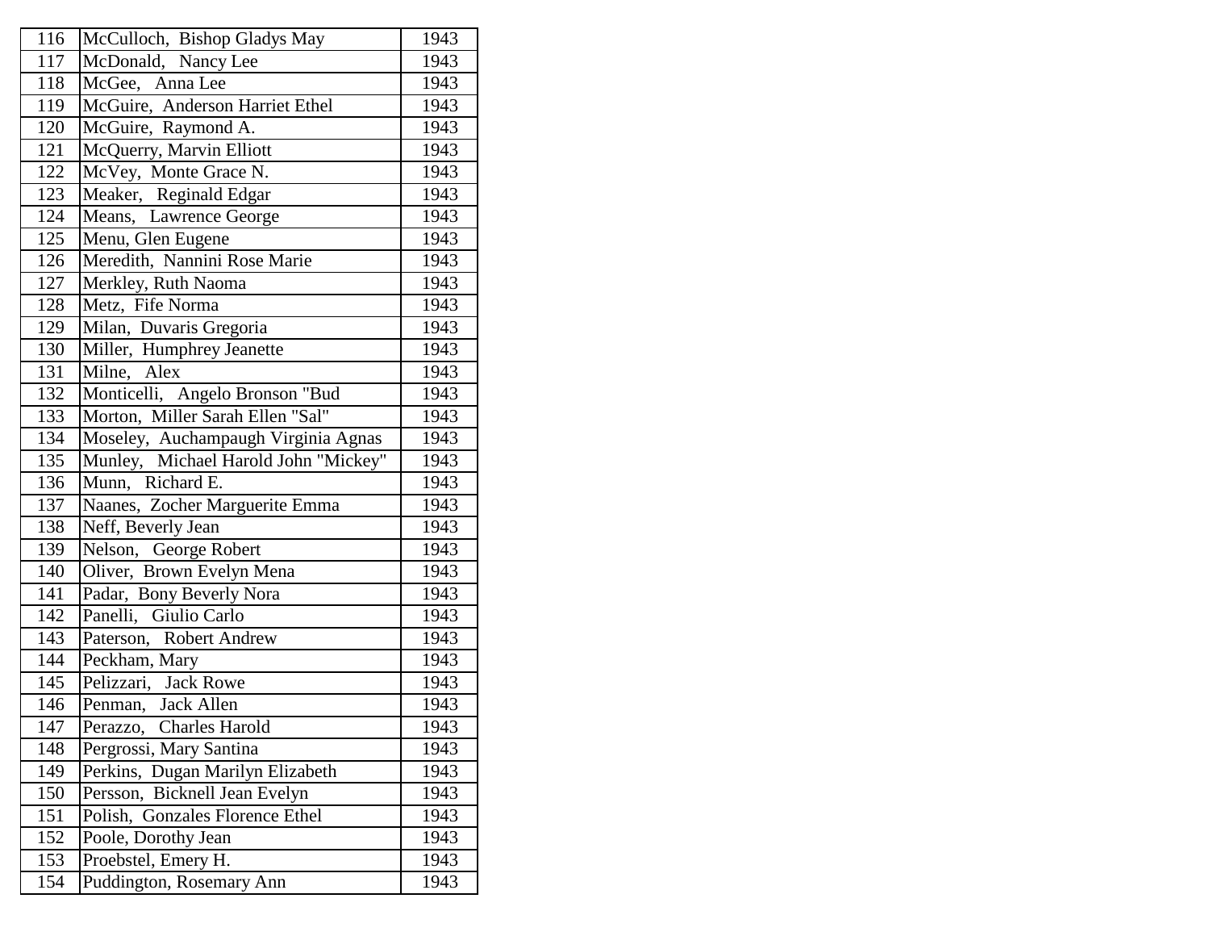| 116 | McCulloch, Bishop Gladys May | 1943 |
|---|---|---|
| 117 | McDonald, Nancy Lee | 1943 |
| 118 | McGee, Anna Lee | 1943 |
| 119 | McGuire, Anderson Harriet Ethel | 1943 |
| 120 | McGuire, Raymond A. | 1943 |
| 121 | McQuerry, Marvin Elliott | 1943 |
| 122 | McVey, Monte Grace N. | 1943 |
| 123 | Meaker, Reginald Edgar | 1943 |
| 124 | Means, Lawrence George | 1943 |
| 125 | Menu, Glen Eugene | 1943 |
| 126 | Meredith, Nannini Rose Marie | 1943 |
| 127 | Merkley, Ruth Naoma | 1943 |
| 128 | Metz, Fife Norma | 1943 |
| 129 | Milan, Duvaris Gregoria | 1943 |
| 130 | Miller, Humphrey Jeanette | 1943 |
| 131 | Milne, Alex | 1943 |
| 132 | Monticelli, Angelo Bronson "Bud | 1943 |
| 133 | Morton, Miller Sarah Ellen "Sal" | 1943 |
| 134 | Moseley, Auchampaugh Virginia Agnas | 1943 |
| 135 | Munley, Michael Harold John "Mickey" | 1943 |
| 136 | Munn, Richard E. | 1943 |
| 137 | Naanes, Zocher Marguerite Emma | 1943 |
| 138 | Neff, Beverly Jean | 1943 |
| 139 | Nelson, George Robert | 1943 |
| 140 | Oliver, Brown Evelyn Mena | 1943 |
| 141 | Padar, Bony Beverly Nora | 1943 |
| 142 | Panelli, Giulio Carlo | 1943 |
| 143 | Paterson, Robert Andrew | 1943 |
| 144 | Peckham, Mary | 1943 |
| 145 | Pelizzari, Jack Rowe | 1943 |
| 146 | Penman, Jack Allen | 1943 |
| 147 | Perazzo, Charles Harold | 1943 |
| 148 | Pergrossi, Mary Santina | 1943 |
| 149 | Perkins, Dugan Marilyn Elizabeth | 1943 |
| 150 | Persson, Bicknell Jean Evelyn | 1943 |
| 151 | Polish, Gonzales Florence Ethel | 1943 |
| 152 | Poole, Dorothy Jean | 1943 |
| 153 | Proebstel, Emery H. | 1943 |
| 154 | Puddington, Rosemary Ann | 1943 |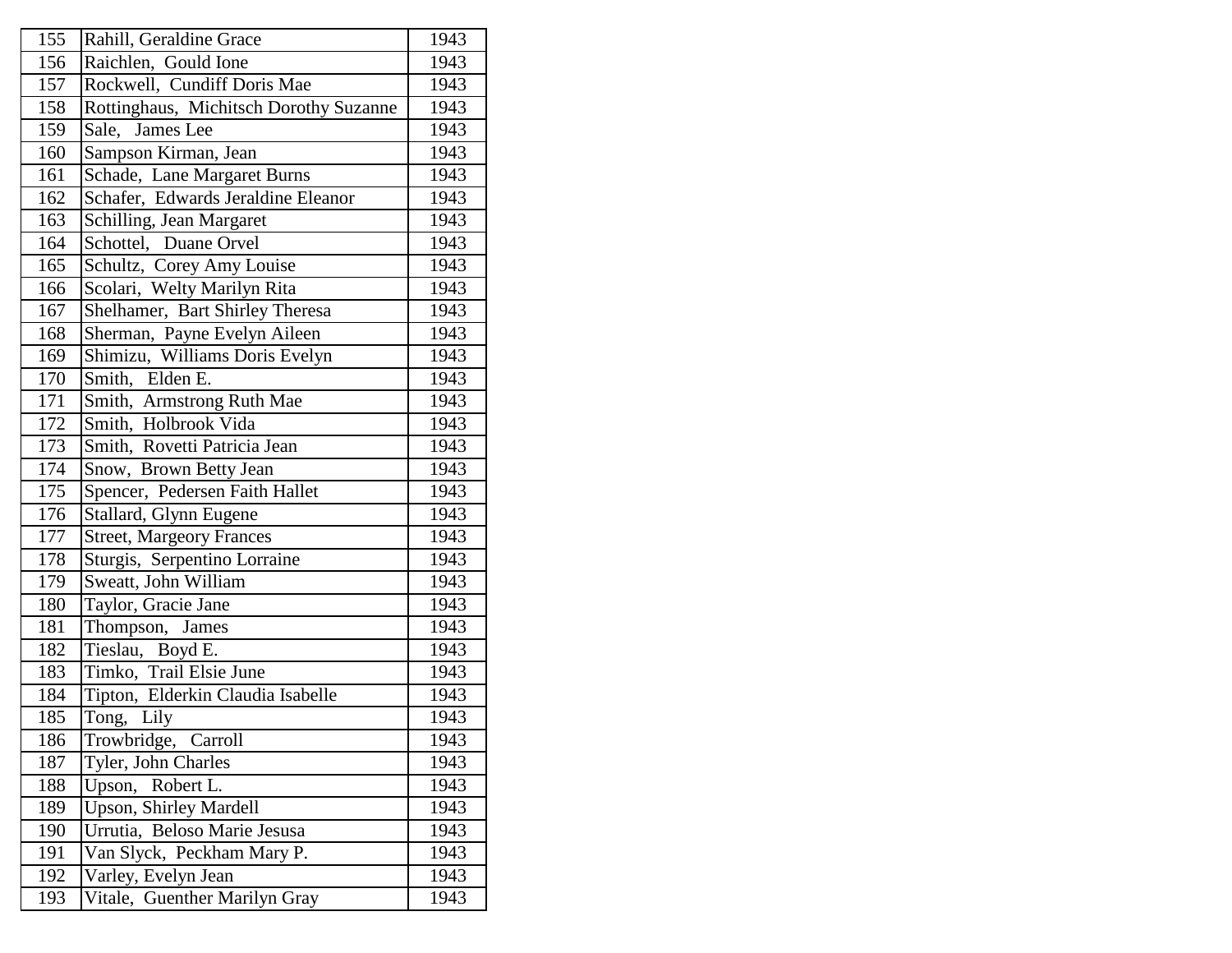| 155 | Rahill, Geraldine Grace | 1943 |
|---|---|---|
| 156 | Raichlen, Gould Ione | 1943 |
| 157 | Rockwell, Cundiff Doris Mae | 1943 |
| 158 | Rottinghaus, Michitsch Dorothy Suzanne | 1943 |
| 159 | Sale, James Lee | 1943 |
| 160 | Sampson Kirman, Jean | 1943 |
| 161 | Schade, Lane Margaret Burns | 1943 |
| 162 | Schafer, Edwards Jeraldine Eleanor | 1943 |
| 163 | Schilling, Jean Margaret | 1943 |
| 164 | Schottel, Duane Orvel | 1943 |
| 165 | Schultz, Corey Amy Louise | 1943 |
| 166 | Scolari, Welty Marilyn Rita | 1943 |
| 167 | Shelhamer, Bart Shirley Theresa | 1943 |
| 168 | Sherman, Payne Evelyn Aileen | 1943 |
| 169 | Shimizu, Williams Doris Evelyn | 1943 |
| 170 | Smith, Elden E. | 1943 |
| 171 | Smith, Armstrong Ruth Mae | 1943 |
| 172 | Smith, Holbrook Vida | 1943 |
| 173 | Smith, Rovetti Patricia Jean | 1943 |
| 174 | Snow, Brown Betty Jean | 1943 |
| 175 | Spencer, Pedersen Faith Hallet | 1943 |
| 176 | Stallard, Glynn Eugene | 1943 |
| 177 | Street, Margeory Frances | 1943 |
| 178 | Sturgis, Serpentino Lorraine | 1943 |
| 179 | Sweatt, John William | 1943 |
| 180 | Taylor, Gracie Jane | 1943 |
| 181 | Thompson, James | 1943 |
| 182 | Tieslau, Boyd E. | 1943 |
| 183 | Timko, Trail Elsie June | 1943 |
| 184 | Tipton, Elderkin Claudia Isabelle | 1943 |
| 185 | Tong, Lily | 1943 |
| 186 | Trowbridge, Carroll | 1943 |
| 187 | Tyler, John Charles | 1943 |
| 188 | Upson, Robert L. | 1943 |
| 189 | Upson, Shirley Mardell | 1943 |
| 190 | Urrutia, Beloso Marie Jesusa | 1943 |
| 191 | Van Slyck, Peckham Mary P. | 1943 |
| 192 | Varley, Evelyn Jean | 1943 |
| 193 | Vitale, Guenther Marilyn Gray | 1943 |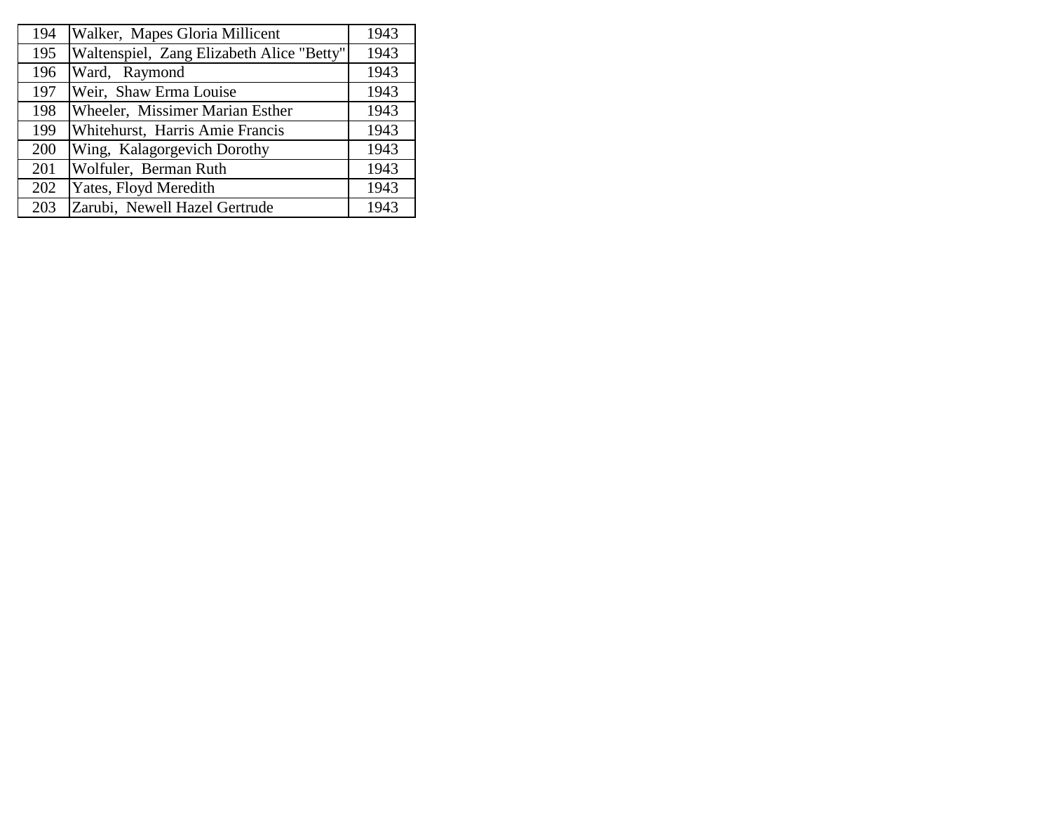| | | |
|---|---|---|
| 194 | Walker,  Mapes Gloria Millicent | 1943 |
| 195 | Waltenspiel,  Zang Elizabeth Alice "Betty" | 1943 |
| 196 | Ward,   Raymond | 1943 |
| 197 | Weir,  Shaw Erma Louise | 1943 |
| 198 | Wheeler,  Missimer Marian Esther | 1943 |
| 199 | Whitehurst,  Harris Amie Francis | 1943 |
| 200 | Wing,  Kalagorgevich Dorothy | 1943 |
| 201 | Wolfuler,  Berman Ruth | 1943 |
| 202 | Yates, Floyd Meredith | 1943 |
| 203 | Zarubi,  Newell Hazel Gertrude | 1943 |